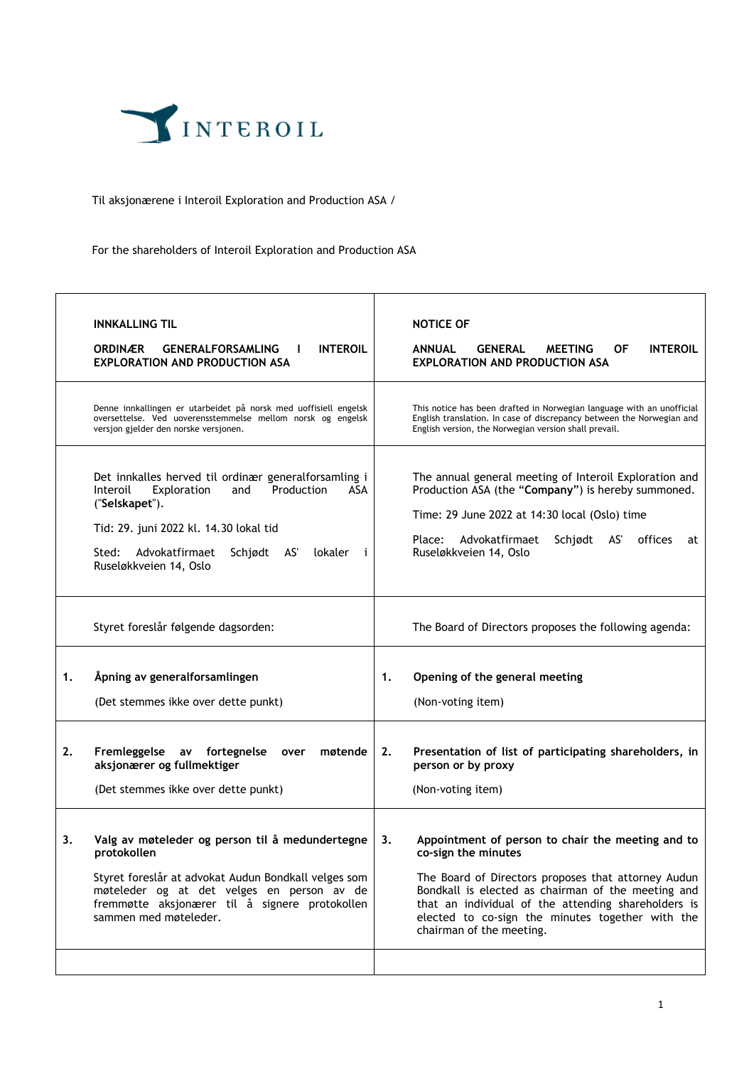INTEROIL

Til aksjonærene i Interoil Exploration and Production ASA /

For the shareholders of Interoil Exploration and Production ASA

| **INNKALLING TIL**<br><br>**ORDINÆR GENERALFORSAMLING I INTEROIL EXPLORATION AND PRODUCTION ASA** | **NOTICE OF**<br><br>**ANNUAL GENERAL MEETING OF INTEROIL EXPLORATION AND PRODUCTION ASA** |
|---|---|
| Denne innkallingen er utarbeidet på norsk med uoffisiell engelsk oversettelse. Ved uoverensstemmelse mellom norsk og engelsk versjon gjelder den norske versjonen. | This notice has been drafted in Norwegian language with an unofficial English translation. In case of discrepancy between the Norwegian and English version, the Norwegian version shall prevail. |
| Det innkalles herved til ordinær generalforsamling i Interoil Exploration and Production ASA ("**Selskapet**").<br><br>Tid: 29. juni 2022 kl. 14.30 lokal tid<br><br>Sted: Advokatfirmaet Schjødt AS' lokaler i Ruseløkkveien 14, Oslo | The annual general meeting of Interoil Exploration and Production ASA (the "**Company**") is hereby summoned.<br><br>Time: 29 June 2022 at 14:30 local (Oslo) time<br><br>Place: Advokatfirmaet Schjødt AS' offices at Ruseløkkveien 14, Oslo |
| Styret foreslår følgende dagsorden: | The Board of Directors proposes the following agenda: |
| **1. Åpning av generalforsamlingen**<br><br>(Det stemmes ikke over dette punkt) | **1. Opening of the general meeting**<br><br>(Non-voting item) |
| **2. Fremleggelse av fortegnelse over møtende aksjonærer og fullmektiger**<br><br>(Det stemmes ikke over dette punkt) | **2. Presentation of list of participating shareholders, in person or by proxy**<br><br>(Non-voting item) |
| **3. Valg av møteleder og person til å medundertegne protokollen**<br><br>Styret foreslår at advokat Audun Bondkall velges som møteleder og at det velges en person av de fremmøtte aksjonærer til å signere protokollen sammen med møteleder. | **3. Appointment of person to chair the meeting and to co-sign the minutes**<br><br>The Board of Directors proposes that attorney Audun Bondkall is elected as chairman of the meeting and that an individual of the attending shareholders is elected to co-sign the minutes together with the chairman of the meeting. |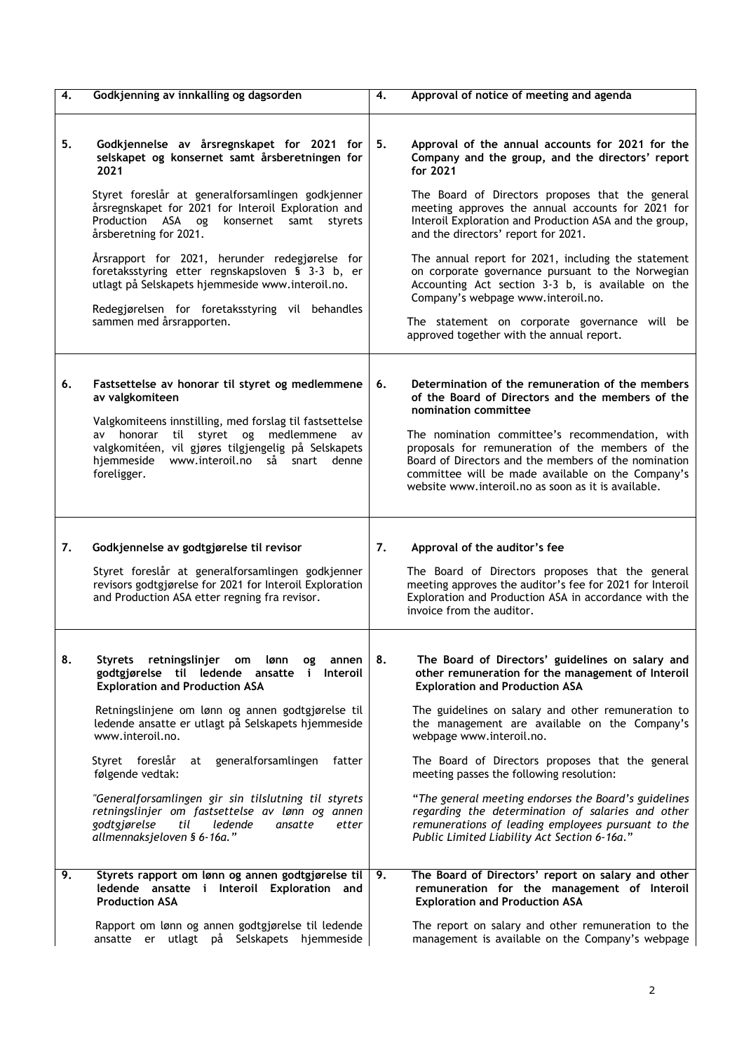| | Norwegian | | English |
|---|---|---|---|
| **4.** | **Godkjenning av innkalling og dagsorden** | **4.** | **Approval of notice of meeting and agenda** |
| **5.** | **Godkjennelse av årsregnskapet for 2021 for selskapet og konsernet samt årsberetningen for 2021**<br><br>Styret foreslår at generalforsamlingen godkjenner årsregnskapet for 2021 for Interoil Exploration and Production ASA og konsernet samt styrets årsberetning for 2021.<br><br>Årsrapport for 2021, herunder redegjørelse for foretaksstyring etter regnskapsloven § 3-3 b, er utlagt på Selskapets hjemmeside www.interoil.no.<br><br>Redegjørelsen for foretaksstyring vil behandles sammen med årsrapporten. | **5.** | **Approval of the annual accounts for 2021 for the Company and the group, and the directors' report for 2021**<br><br>The Board of Directors proposes that the general meeting approves the annual accounts for 2021 for Interoil Exploration and Production ASA and the group, and the directors' report for 2021.<br><br>The annual report for 2021, including the statement on corporate governance pursuant to the Norwegian Accounting Act section 3-3 b, is available on the Company's webpage www.interoil.no.<br><br>The statement on corporate governance will be approved together with the annual report. |
| **6.** | **Fastsettelse av honorar til styret og medlemmene av valgkomiteen**<br><br>Valgkomiteens innstilling, med forslag til fastsettelse av honorar til styret og medlemmene av valgkomitéen, vil gjøres tilgjengelig på Selskapets hjemmeside www.interoil.no så snart denne foreligger. | **6.** | **Determination of the remuneration of the members of the Board of Directors and the members of the nomination committee**<br><br>The nomination committee's recommendation, with proposals for remuneration of the members of the Board of Directors and the members of the nomination committee will be made available on the Company's website www.interoil.no as soon as it is available. |
| **7.** | **Godkjennelse av godtgjørelse til revisor**<br><br>Styret foreslår at generalforsamlingen godkjenner revisors godtgjørelse for 2021 for Interoil Exploration and Production ASA etter regning fra revisor. | **7.** | **Approval of the auditor's fee**<br><br>The Board of Directors proposes that the general meeting approves the auditor's fee for 2021 for Interoil Exploration and Production ASA in accordance with the invoice from the auditor. |
| **8.** | **Styrets retningslinjer om lønn og annen godtgjørelse til ledende ansatte i Interoil Exploration and Production ASA**<br><br>Retningslinjene om lønn og annen godtgjørelse til ledende ansatte er utlagt på Selskapets hjemmeside www.interoil.no.<br><br>Styret foreslår at generalforsamlingen fatter følgende vedtak:<br><br>*"Generalforsamlingen gir sin tilslutning til styrets retningslinjer om fastsettelse av lønn og annen godtgjørelse til ledende ansatte etter allmennaksjeloven § 6-16a."* | **8.** | **The Board of Directors' guidelines on salary and other remuneration for the management of Interoil Exploration and Production ASA**<br><br>The guidelines on salary and other remuneration to the management are available on the Company's webpage www.interoil.no.<br><br>The Board of Directors proposes that the general meeting passes the following resolution:<br><br>"*The general meeting endorses the Board's guidelines regarding the determination of salaries and other remunerations of leading employees pursuant to the Public Limited Liability Act Section 6-16a.*" |
| **9.** | **Styrets rapport om lønn og annen godtgjørelse til ledende ansatte i Interoil Exploration and Production ASA**<br><br>Rapport om lønn og annen godtgjørelse til ledende ansatte er utlagt på Selskapets hjemmeside | **9.** | **The Board of Directors' report on salary and other remuneration for the management of Interoil Exploration and Production ASA**<br><br>The report on salary and other remuneration to the management is available on the Company's webpage |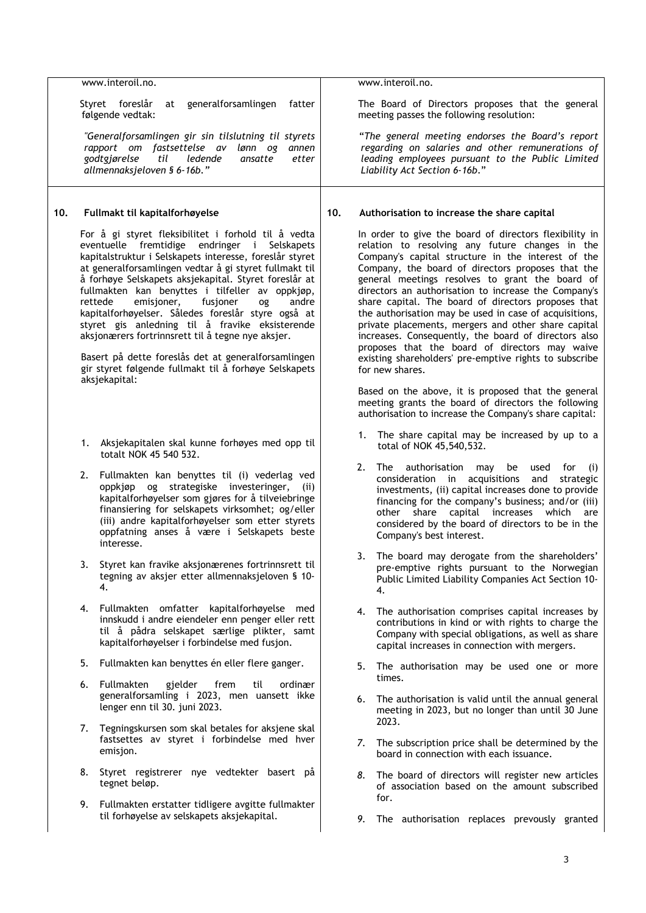www.interoil.no.

Styret foreslår at generalforsamlingen fatter følgende vedtak:

*"Generalforsamlingen gir sin tilslutning til styrets rapport om fastsettelse av lønn og annen godtgjørelse til ledende ansatte etter allmennaksjeloven § 6-16b."*

www.interoil.no.

The Board of Directors proposes that the general meeting passes the following resolution:

*"The general meeting endorses the Board's report regarding on salaries and other remunerations of leading employees pursuant to the Public Limited Liability Act Section 6-16b."*

## 10. Fullmakt til kapitalforhøyelse

For å gi styret fleksibilitet i forhold til å vedta eventuelle fremtidige endringer i Selskapets kapitalstruktur i Selskapets interesse, foreslår styret at generalforsamlingen vedtar å gi styret fullmakt til å forhøye Selskapets aksjekapital. Styret foreslår at fullmakten kan benyttes i tilfeller av oppkjøp, rettede emisjoner, fusjoner og andre kapitalforhøyelser. Således foreslår styre også at styret gis anledning til å fravike eksisterende aksjonærers fortrinnsrett til å tegne nye aksjer.

Basert på dette foreslås det at generalforsamlingen gir styret følgende fullmakt til å forhøye Selskapets aksjekapital:

1. Aksjekapitalen skal kunne forhøyes med opp til totalt NOK 45 540 532.
2. Fullmakten kan benyttes til (i) vederlag ved oppkjøp og strategiske investeringer, (ii) kapitalforhøyelser som gjøres for å tilveiebringe finansiering for selskapets virksomhet; og/eller (iii) andre kapitalforhøyelser som etter styrets oppfatning anses å være i Selskapets beste interesse.
3. Styret kan fravike aksjonærenes fortrinnsrett til tegning av aksjer etter allmennaksjeloven § 10-4.
4. Fullmakten omfatter kapitalforhøyelse med innskudd i andre eiendeler enn penger eller rett til å pådra selskapet særlige plikter, samt kapitalforhøyelser i forbindelse med fusjon.
5. Fullmakten kan benyttes én eller flere ganger.
6. Fullmakten gjelder frem til ordinær generalforsamling i 2023, men uansett ikke lenger enn til 30. juni 2023.
7. Tegningskursen som skal betales for aksjene skal fastsettes av styret i forbindelse med hver emisjon.
8. Styret registrerer nye vedtekter basert på tegnet beløp.
9. Fullmakten erstatter tidligere avgitte fullmakter til forhøyelse av selskapets aksjekapital.

## 10. Authorisation to increase the share capital

In order to give the board of directors flexibility in relation to resolving any future changes in the Company's capital structure in the interest of the Company, the board of directors proposes that the general meetings resolves to grant the board of directors an authorisation to increase the Company's share capital. The board of directors proposes that the authorisation may be used in case of acquisitions, private placements, mergers and other share capital increases. Consequently, the board of directors also proposes that the board of directors may waive existing shareholders' pre-emptive rights to subscribe for new shares.

Based on the above, it is proposed that the general meeting grants the board of directors the following authorisation to increase the Company's share capital:

1. The share capital may be increased by up to a total of NOK 45,540,532.
2. The authorisation may be used for (i) consideration in acquisitions and strategic investments, (ii) capital increases done to provide financing for the company's business; and/or (iii) other share capital increases which are considered by the board of directors to be in the Company's best interest.
3. The board may derogate from the shareholders' pre-emptive rights pursuant to the Norwegian Public Limited Liability Companies Act Section 10-4.
4. The authorisation comprises capital increases by contributions in kind or with rights to charge the Company with special obligations, as well as share capital increases in connection with mergers.
5. The authorisation may be used one or more times.
6. The authorisation is valid until the annual general meeting in 2023, but no longer than until 30 June 2023.
7. *The subscription price shall be determined by the board in connection with each issuance.*
8. *The board of directors will register new articles of association based on the amount subscribed for.*
9. *The authorisation replaces prevously granted*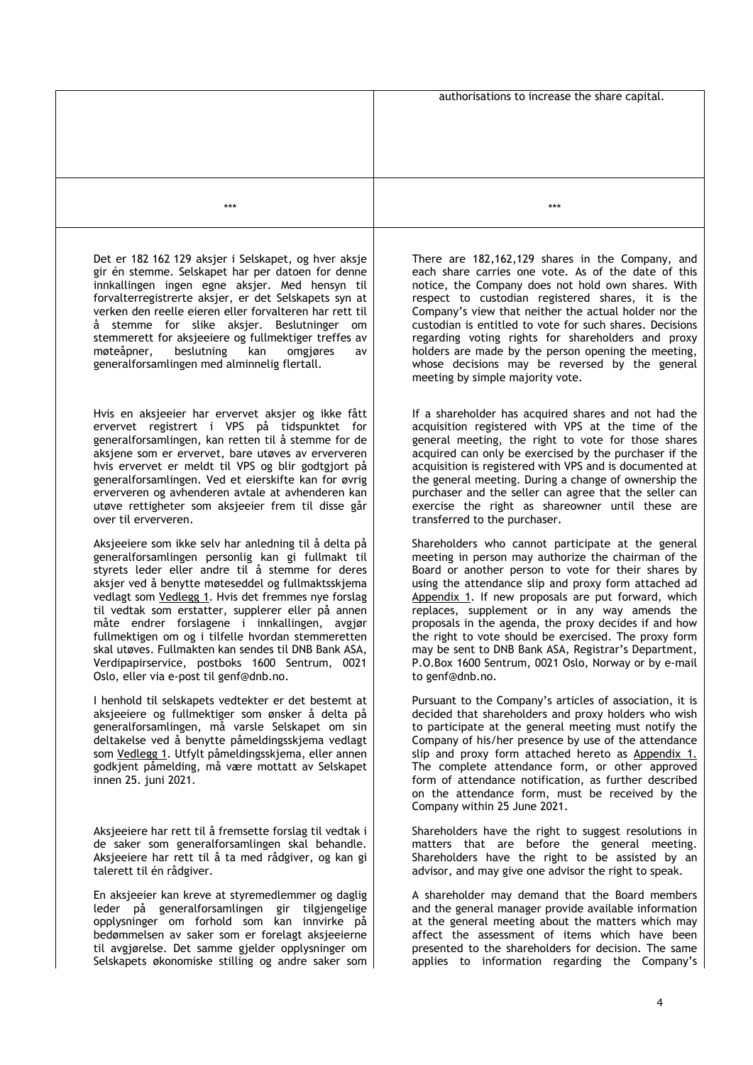| | |
|---|---|
| | authorisations to increase the share capital. |
| *** | *** |
| Det er 182 162 129 aksjer i Selskapet, og hver aksje gir én stemme. Selskapet har per datoen for denne innkallingen ingen egne aksjer. Med hensyn til forvalterregistrerte aksjer, er det Selskapets syn at verken den reelle eieren eller forvalteren har rett til å stemme for slike aksjer. Beslutninger om stemmerett for aksjeeiere og fullmektiger treffes av møteåpner, beslutning kan omgjøres av generalforsamlingen med alminnelig flertall. | There are 182,162,129 shares in the Company, and each share carries one vote. As of the date of this notice, the Company does not hold own shares. With respect to custodian registered shares, it is the Company's view that neither the actual holder nor the custodian is entitled to vote for such shares. Decisions regarding voting rights for shareholders and proxy holders are made by the person opening the meeting, whose decisions may be reversed by the general meeting by simple majority vote. |
| Hvis en aksjeeier har ervervet aksjer og ikke fått ervervet registrert i VPS på tidspunktet for generalforsamlingen, kan retten til å stemme for de aksjene som er ervervet, bare utøves av erververen hvis ervervet er meldt til VPS og blir godtgjort på generalforsamlingen. Ved et eierskifte kan for øvrig erververen og avhenderen avtale at avhenderen kan utøve rettigheter som aksjeeier frem til disse går over til erververen. | If a shareholder has acquired shares and not had the acquisition registered with VPS at the time of the general meeting, the right to vote for those shares acquired can only be exercised by the purchaser if the acquisition is registered with VPS and is documented at the general meeting. During a change of ownership the purchaser and the seller can agree that the seller can exercise the right as shareowner until these are transferred to the purchaser. |
| Aksjeeiere som ikke selv har anledning til å delta på generalforsamlingen personlig kan gi fullmakt til styrets leder eller andre til å stemme for deres aksjer ved å benytte møteseddel og fullmaktsskjema vedlagt som Vedlegg 1. Hvis det fremmes nye forslag til vedtak som erstatter, supplerer eller på annen måte endrer forslagene i innkallingen, avgjør fullmektigen om og i tilfelle hvordan stemmeretten skal utøves. Fullmakten kan sendes til DNB Bank ASA, Verdipapirservice, postboks 1600 Sentrum, 0021 Oslo, eller via e-post til genf@dnb.no. | Shareholders who cannot participate at the general meeting in person may authorize the chairman of the Board or another person to vote for their shares by using the attendance slip and proxy form attached ad Appendix 1. If new proposals are put forward, which replaces, supplement or in any way amends the proposals in the agenda, the proxy decides if and how the right to vote should be exercised. The proxy form may be sent to DNB Bank ASA, Registrar's Department, P.O.Box 1600 Sentrum, 0021 Oslo, Norway or by e-mail to genf@dnb.no. |
| I henhold til selskapets vedtekter er det bestemt at aksjeeiere og fullmektiger som ønsker å delta på generalforsamlingen, må varsle Selskapet om sin deltakelse ved å benytte påmeldingsskjema vedlagt som Vedlegg 1. Utfylt påmeldingsskjema, eller annen godkjent påmelding, må være mottatt av Selskapet innen 25. juni 2021. | Pursuant to the Company's articles of association, it is decided that shareholders and proxy holders who wish to participate at the general meeting must notify the Company of his/her presence by use of the attendance slip and proxy form attached hereto as Appendix 1. The complete attendance form, or other approved form of attendance notification, as further described on the attendance form, must be received by the Company within 25 June 2021. |
| Aksjeeiere har rett til å fremsette forslag til vedtak i de saker som generalforsamlingen skal behandle. Aksjeeiere har rett til å ta med rådgiver, og kan gi talerett til én rådgiver. | Shareholders have the right to suggest resolutions in matters that are before the general meeting. Shareholders have the right to be assisted by an advisor, and may give one advisor the right to speak. |
| En aksjeeier kan kreve at styremedlemmer og daglig leder på generalforsamlingen gir tilgjengelige opplysninger om forhold som kan innvirke på bedømmelsen av saker som er forelagt aksjeeierne til avgjørelse. Det samme gjelder opplysninger om Selskapets økonomiske stilling og andre saker som | A shareholder may demand that the Board members and the general manager provide available information at the general meeting about the matters which may affect the assessment of items which have been presented to the shareholders for decision. The same applies to information regarding the Company's |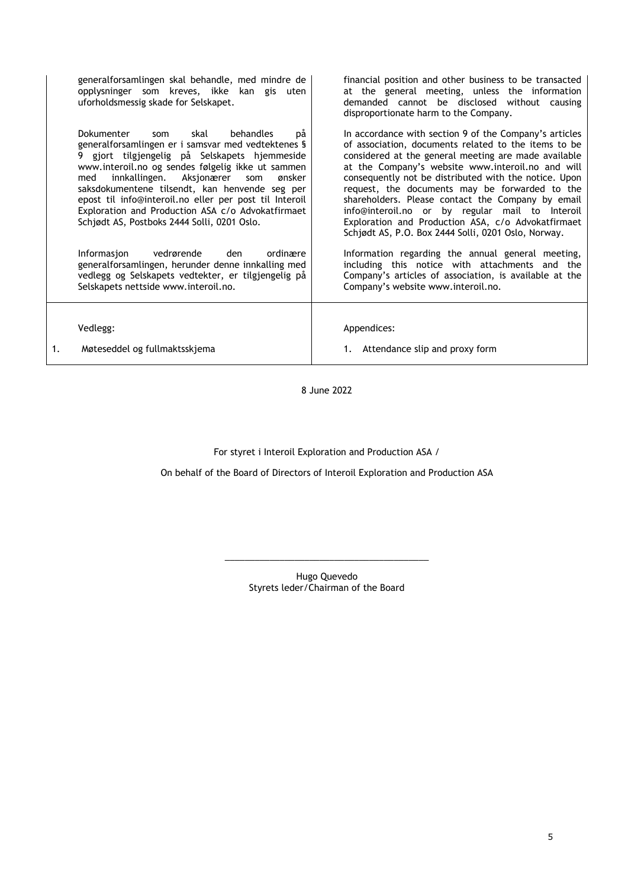| | |
|---|---|
| generalforsamlingen skal behandle, med mindre de opplysninger som kreves, ikke kan gis uten uforholdsmessig skade for Selskapet. | financial position and other business to be transacted at the general meeting, unless the information demanded cannot be disclosed without causing disproportionate harm to the Company. |
| Dokumenter som skal behandles på generalforsamlingen er i samsvar med vedtektenes § 9 gjort tilgjengelig på Selskapets hjemmeside www.interoil.no og sendes følgelig ikke ut sammen med innkallingen. Aksjonærer som ønsker saksdokumentene tilsendt, kan henvende seg per epost til info@interoil.no eller per post til Interoil Exploration and Production ASA c/o Advokatfirmaet Schjødt AS, Postboks 2444 Solli, 0201 Oslo. | In accordance with section 9 of the Company's articles of association, documents related to the items to be considered at the general meeting are made available at the Company's website www.interoil.no and will consequently not be distributed with the notice. Upon request, the documents may be forwarded to the shareholders. Please contact the Company by email info@interoil.no or by regular mail to Interoil Exploration and Production ASA, c/o Advokatfirmaet Schjødt AS, P.O. Box 2444 Solli, 0201 Oslo, Norway. |
| Informasjon vedrørende den ordinære generalforsamlingen, herunder denne innkalling med vedlegg og Selskapets vedtekter, er tilgjengelig på Selskapets nettside www.interoil.no. | Information regarding the annual general meeting, including this notice with attachments and the Company's articles of association, is available at the Company's website www.interoil.no. |
| Vedlegg:<br>1. Møteseddel og fullmaktsskjema | Appendices:<br>1. Attendance slip and proxy form |

8 June 2022

For styret i Interoil Exploration and Production ASA /

On behalf of the Board of Directors of Interoil Exploration and Production ASA

\_\_\_\_\_\_\_\_\_\_\_\_\_\_\_\_\_\_\_\_\_\_\_\_\_\_\_\_\_\_\_\_\_\_\_\_\_\_\_\_

Hugo Quevedo
Styrets leder/Chairman of the Board